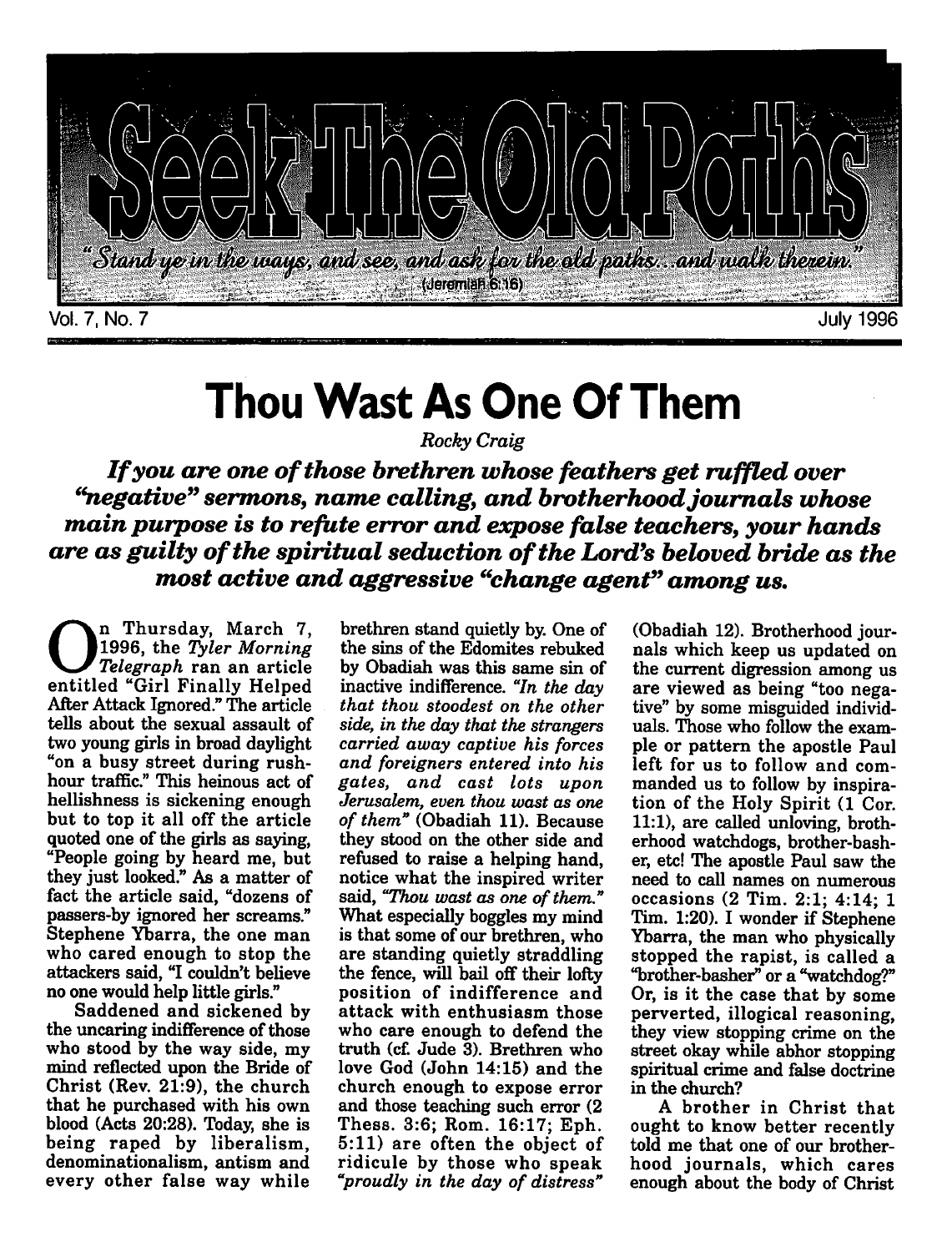# Seek The Old Paths

*"Stand ye in the ways, and see, and ask for the old paths...and walk therein."* (Jeremiah 6:16)

Vol. 7, No. 7 — July 1996

# Thou Wast As One Of Them

*Rocky Craig*

***If you are one of those brethren whose feathers get ruffled over "negative" sermons, name calling, and brotherhood journals whose main purpose is to refute error and expose false teachers, your hands are as guilty of the spiritual seduction of the Lord's beloved bride as the most active and aggressive "change agent" among us.***

On Thursday, March 7, 1996, the *Tyler Morning Telegraph* ran an article entitled "Girl Finally Helped After Attack Ignored." The article tells about the sexual assault of two young girls in broad daylight "on a busy street during rush-hour traffic." This heinous act of hellishness is sickening enough but to top it all off the article quoted one of the girls as saying, "People going by heard me, but they just looked." As a matter of fact the article said, "dozens of passers-by ignored her screams." Stephene Ybarra, the one man who cared enough to stop the attackers said, "I couldn't believe no one would help little girls."

Saddened and sickened by the uncaring indifference of those who stood by the way side, my mind reflected upon the Bride of Christ (Rev. 21:9), the church that he purchased with his own blood (Acts 20:28). Today, she is being raped by liberalism, denominationalism, antism and every other false way while brethren stand quietly by. One of the sins of the Edomites rebuked by Obadiah was this same sin of inactive indifference. *"In the day that thou stoodest on the other side, in the day that the strangers carried away captive his forces and foreigners entered into his gates, and cast lots upon Jerusalem, even thou wast as one of them"* (Obadiah 11). Because they stood on the other side and refused to raise a helping hand, notice what the inspired writer said, *"Thou wast as one of them."* What especially boggles my mind is that some of our brethren, who are standing quietly straddling the fence, will bail off their lofty position of indifference and attack with enthusiasm those who care enough to defend the truth (cf. Jude 3). Brethren who love God (John 14:15) and the church enough to expose error and those teaching such error (2 Thess. 3:6; Rom. 16:17; Eph. 5:11) are often the object of ridicule by those who speak *"proudly in the day of distress"* (Obadiah 12). Brotherhood journals which keep us updated on the current digression among us are viewed as being "too negative" by some misguided individuals. Those who follow the example or pattern the apostle Paul left for us to follow and commanded us to follow by inspiration of the Holy Spirit (1 Cor. 11:1), are called unloving, brotherhood watchdogs, brother-basher, etc! The apostle Paul saw the need to call names on numerous occasions (2 Tim. 2:1; 4:14; 1 Tim. 1:20). I wonder if Stephene Ybarra, the man who physically stopped the rapist, is called a "brother-basher" or a "watchdog?" Or, is it the case that by some perverted, illogical reasoning, they view stopping crime on the street okay while abhor stopping spiritual crime and false doctrine in the church?

A brother in Christ that ought to know better recently told me that one of our brotherhood journals, which cares enough about the body of Christ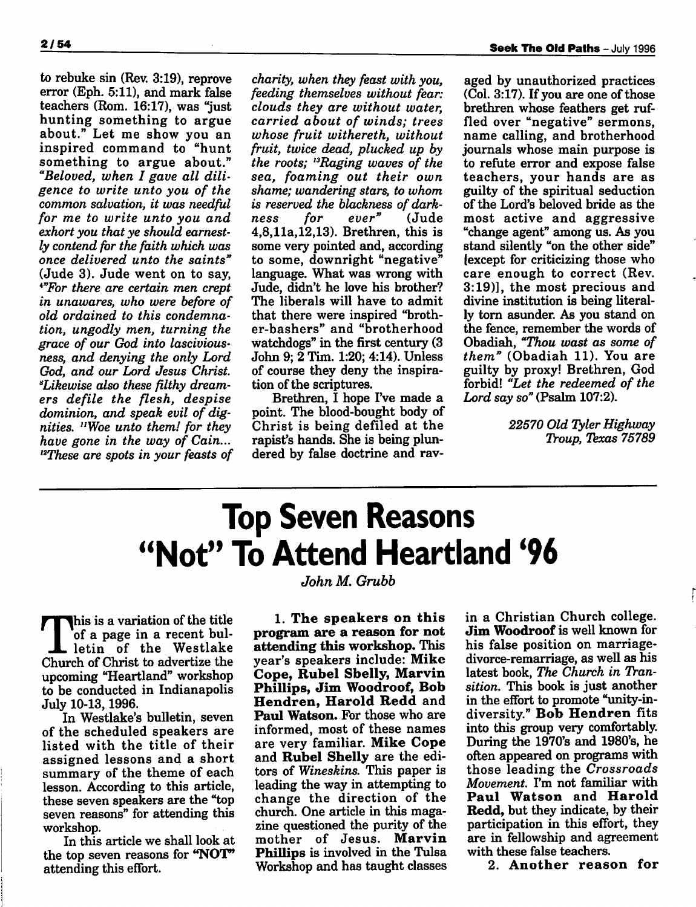to rebuke sin (Rev. 3:19), reprove error (Eph. 5:11), and mark false teachers (Rom. 16:17), was "just hunting something to argue about." Let me show you an inspired command to "hunt something to argue about." *"Beloved, when I gave all diligence to write unto you of the common salvation, it was needful for me to write unto you and exhort you that ye should earnestly contend for the faith which was once delivered unto the saints"* (Jude 3). Jude went on to say, *"[4]For there are certain men crept in unawares, who were before of old ordained to this condemnation, ungodly men, turning the grace of our God into lasciviousness, and denying the only Lord God, and our Lord Jesus Christ. [8]Likewise also these filthy dreamers defile the flesh, despise dominion, and speak evil of dignities. [11]Woe unto them! for they have gone in the way of Cain... [12]These are spots in your feasts of charity, when they feast with you, feeding themselves without fear: clouds they are without water, carried about of winds; trees whose fruit withereth, without fruit, twice dead, plucked up by the roots; [13]Raging waves of the sea, foaming out their own shame; wandering stars, to whom is reserved the blackness of darkness for ever"* (Jude 4,8,11a,12,13). Brethren, this is some very pointed and, according to some, downright "negative" language. What was wrong with Jude, didn't he love his brother? The liberals will have to admit that there were inspired "brother-bashers" and "brotherhood watchdogs" in the first century (3 John 9; 2 Tim. 1:20; 4:14). Unless of course they deny the inspiration of the scriptures.

Brethren, I hope I've made a point. The blood-bought body of Christ is being defiled at the rapist's hands. She is being plundered by false doctrine and ravaged by unauthorized practices (Col. 3:17). If you are one of those brethren whose feathers get ruffled over "negative" sermons, name calling, and brotherhood journals whose main purpose is to refute error and expose false teachers, your hands are as guilty of the spiritual seduction of the Lord's beloved bride as the most active and aggressive "change agent" among us. As you stand silently "on the other side" [except for criticizing those who care enough to correct (Rev. 3:19)], the most precious and divine institution is being literally torn asunder. As you stand on the fence, remember the words of Obadiah, *"Thou wast as some of them"* (Obadiah 11). You are guilty by proxy! Brethren, God forbid! *"Let the redeemed of the Lord say so"* (Psalm 107:2).

*22570 Old Tyler Highway*
*Troup, Texas 75789*

---

# Top Seven Reasons "Not" To Attend Heartland '96

*John M. Grubb*

This is a variation of the title of a page in a recent bulletin of the Westlake Church of Christ to advertize the upcoming "Heartland" workshop to be conducted in Indianapolis July 10-13, 1996.

In Westlake's bulletin, seven of the scheduled speakers are listed with the title of their assigned lessons and a short summary of the theme of each lesson. According to this article, these seven speakers are the "top seven reasons" for attending this workshop.

In this article we shall look at the top seven reasons for "NOT" attending this effort.

1. **The speakers on this program are a reason for not attending this workshop.** This year's speakers include: **Mike Cope, Rubel Sbelly, Marvin Phillips, Jim Woodroof, Bob Hendren, Harold Redd** and **Paul Watson.** For those who are informed, most of these names are very familiar. **Mike Cope** and **Rubel Shelly** are the editors of *Wineskins.* This paper is leading the way in attempting to change the direction of the church. One article in this magazine questioned the purity of the mother of Jesus. **Marvin Phillips** is involved in the Tulsa Workshop and has taught classes in a Christian Church college. **Jim Woodroof** is well known for his false position on marriage-divorce-remarriage, as well as his latest book, *The Church in Transition.* This book is just another in the effort to promote "unity-in-diversity." **Bob Hendren** fits into this group very comfortably. During the 1970's and 1980's, he often appeared on programs with those leading the *Crossroads Movement.* I'm not familiar with **Paul Watson** and **Harold Redd,** but they indicate, by their participation in this effort, they are in fellowship and agreement with these false teachers.

2. **Another reason for**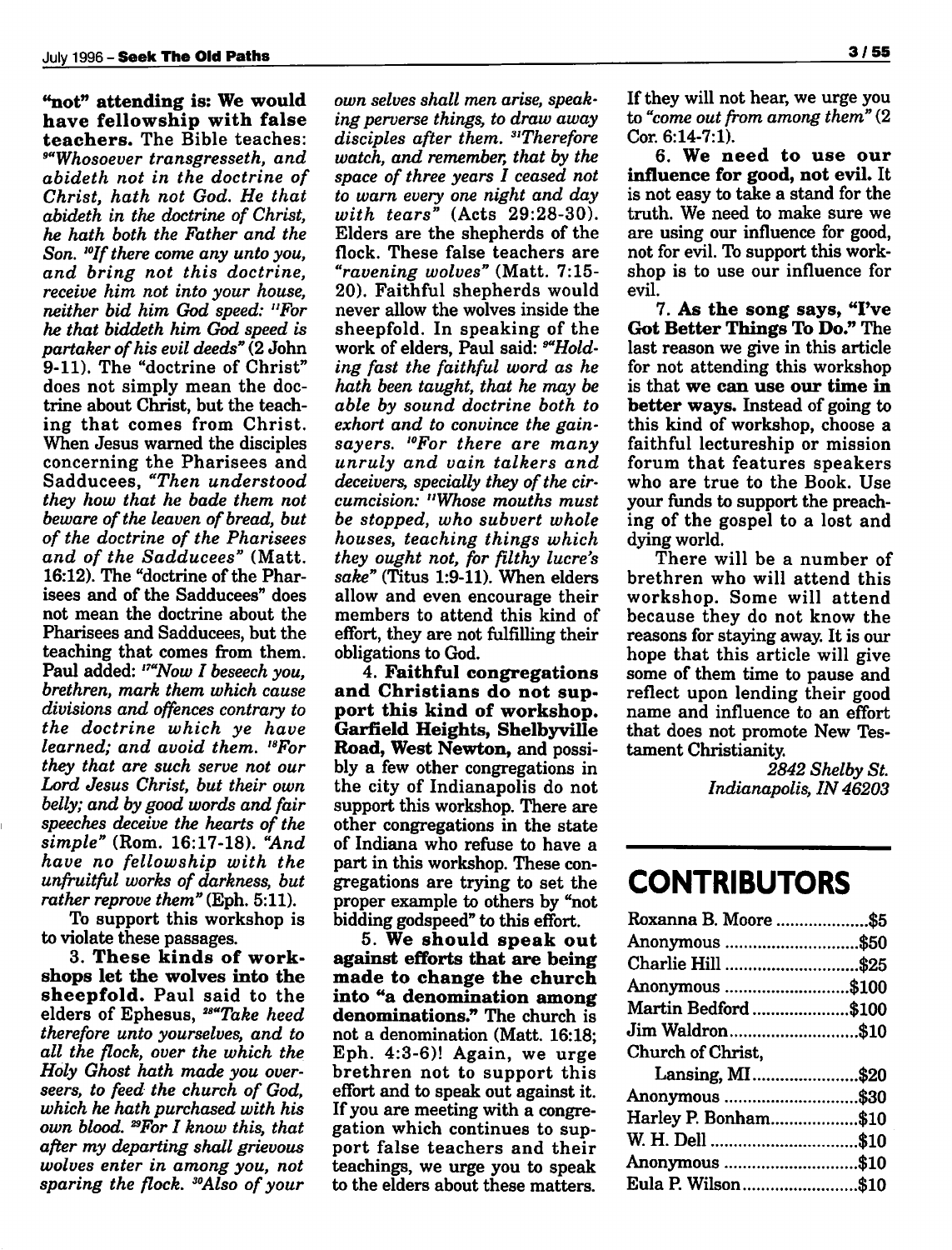**"not" attending is: We would have fellowship with false teachers.** The Bible teaches: [9]*"Whosoever transgresseth, and abideth not in the doctrine of Christ, hath not God. He that abideth in the doctrine of Christ, he hath both the Father and the Son.* [10]*If there come any unto you, and bring not this doctrine, receive him not into your house, neither bid him God speed:* [11]*For he that biddeth him God speed is partaker of his evil deeds"* (2 John 9-11). The "doctrine of Christ" does not simply mean the doctrine about Christ, but the teaching that comes from Christ. When Jesus warned the disciples concerning the Pharisees and Sadducees, *"Then understood they how that he bade them not beware of the leaven of bread, but of the doctrine of the Pharisees and of the Sadducees"* (Matt. 16:12). The "doctrine of the Pharisees and of the Sadducees" does not mean the doctrine about the Pharisees and Sadducees, but the teaching that comes from them. Paul added: [17]*"Now I beseech you, brethren, mark them which cause divisions and offences contrary to the doctrine which ye have learned; and avoid them.* [18]*For they that are such serve not our Lord Jesus Christ, but their own belly; and by good words and fair speeches deceive the hearts of the simple"* (Rom. 16:17-18). *"And have no fellowship with the unfruitful works of darkness, but rather reprove them"* (Eph. 5:11).

To support this workshop is to violate these passages.

**3. These kinds of workshops let the wolves into the sheepfold.** Paul said to the elders of Ephesus, [28]*"Take heed therefore unto yourselves, and to all the flock, over the which the Holy Ghost hath made you overseers, to feed the church of God, which he hath purchased with his own blood.* [29]*For I know this, that after my departing shall grievous wolves enter in among you, not sparing the flock.* [30]*Also of your own selves shall men arise, speaking perverse things, to draw away disciples after them.* [31]*Therefore watch, and remember, that by the space of three years I ceased not to warn every one night and day with tears"* (Acts 29:28-30). Elders are the shepherds of the flock. These false teachers are *"ravening wolves"* (Matt. 7:15-20). Faithful shepherds would never allow the wolves inside the sheepfold. In speaking of the work of elders, Paul said: [9]*"Holding fast the faithful word as he hath been taught, that he may be able by sound doctrine both to exhort and to convince the gainsayers.* [10]*For there are many unruly and vain talkers and deceivers, specially they of the circumcision:* [11]*Whose mouths must be stopped, who subvert whole houses, teaching things which they ought not, for filthy lucre's sake"* (Titus 1:9-11). When elders allow and even encourage their members to attend this kind of effort, they are not fulfilling their obligations to God.

**4. Faithful congregations and Christians do not support this kind of workshop. Garfield Heights, Shelbyville Road, West Newton,** and possibly a few other congregations in the city of Indianapolis do not support this workshop. There are other congregations in the state of Indiana who refuse to have a part in this workshop. These congregations are trying to set the proper example to others by "not bidding godspeed" to this effort.

**5. We should speak out against efforts that are being made to change the church into "a denomination among denominations."** The church is not a denomination (Matt. 16:18; Eph. 4:3-6)! Again, we urge brethren not to support this effort and to speak out against it. If you are meeting with a congregation which continues to support false teachers and their teachings, we urge you to speak to the elders about these matters. If they will not hear, we urge you to *"come out from among them"* (2 Cor. 6:14-7:1).

**6. We need to use our influence for good, not evil.** It is not easy to take a stand for the truth. We need to make sure we are using our influence for good, not for evil. To support this workshop is to use our influence for evil.

**7. As the song says, "I've Got Better Things To Do."** The last reason we give in this article for not attending this workshop is that **we can use our time in better ways.** Instead of going to this kind of workshop, choose a faithful lectureship or mission forum that features speakers who are true to the Book. Use your funds to support the preaching of the gospel to a lost and dying world.

There will be a number of brethren who will attend this workshop. Some will attend because they do not know the reasons for staying away. It is our hope that this article will give some of them time to pause and reflect upon lending their good name and influence to an effort that does not promote New Testament Christianity.

*2842 Shelby St.*
*Indianapolis, IN 46203*

## CONTRIBUTORS

| | |
|---|---|
| Roxanna B. Moore | $5 |
| Anonymous | $50 |
| Charlie Hill | $25 |
| Anonymous | $100 |
| Martin Bedford | $100 |
| Jim Waldron | $10 |
| Church of Christ, Lansing, MI | $20 |
| Anonymous | $30 |
| Harley P. Bonham | $10 |
| W. H. Dell | $10 |
| Anonymous | $10 |
| Eula P. Wilson | $10 |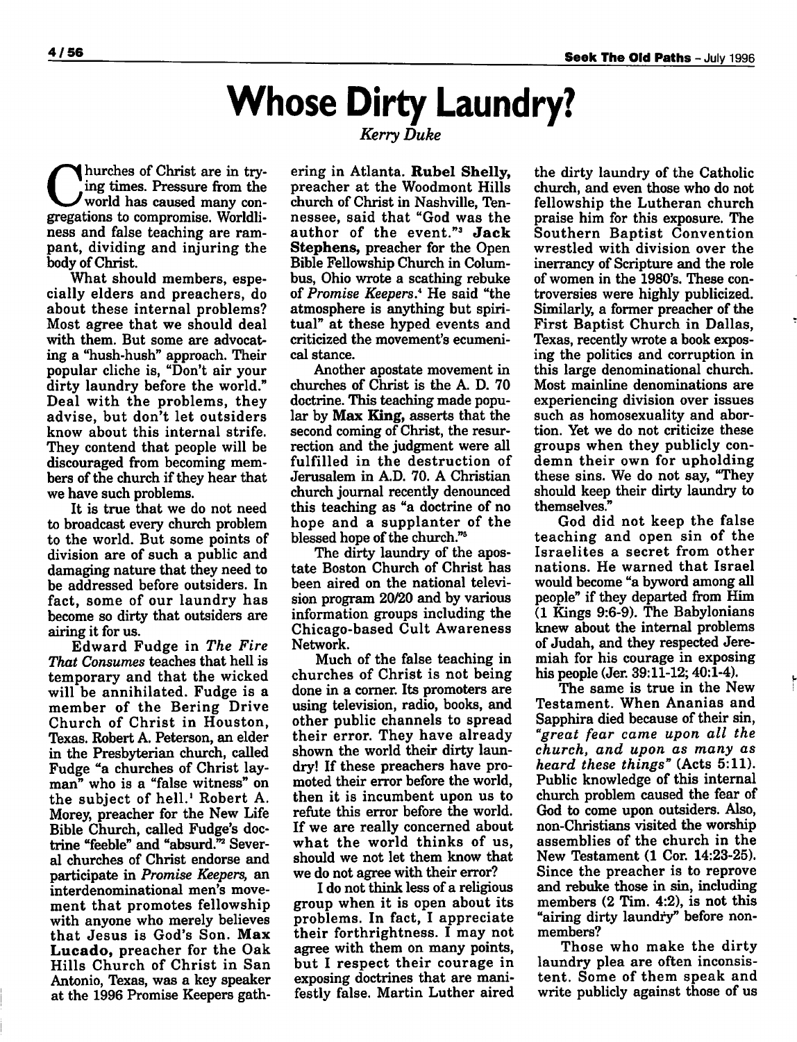# Whose Dirty Laundry?

*Kerry Duke*

Churches of Christ are in trying times. Pressure from the world has caused many congregations to compromise. Worldliness and false teaching are rampant, dividing and injuring the body of Christ.

What should members, especially elders and preachers, do about these internal problems? Most agree that we should deal with them. But some are advocating a "hush-hush" approach. Their popular cliche is, "Don't air your dirty laundry before the world." Deal with the problems, they advise, but don't let outsiders know about this internal strife. They contend that people will be discouraged from becoming members of the church if they hear that we have such problems.

It is true that we do not need to broadcast every church problem to the world. But some points of division are of such a public and damaging nature that they need to be addressed before outsiders. In fact, some of our laundry has become so dirty that outsiders are airing it for us.

Edward Fudge in *The Fire That Consumes* teaches that hell is temporary and that the wicked will be annihilated. Fudge is a member of the Bering Drive Church of Christ in Houston, Texas. Robert A. Peterson, an elder in the Presbyterian church, called Fudge "a churches of Christ layman" who is a "false witness" on the subject of hell.[1] Robert A. Morey, preacher for the New Life Bible Church, called Fudge's doctrine "feeble" and "absurd."[2] Several churches of Christ endorse and participate in *Promise Keepers,* an interdenominational men's movement that promotes fellowship with anyone who merely believes that Jesus is God's Son. **Max Lucado,** preacher for the Oak Hills Church of Christ in San Antonio, Texas, was a key speaker at the 1996 Promise Keepers gathering in Atlanta. **Rubel Shelly,** preacher at the Woodmont Hills church of Christ in Nashville, Tennessee, said that "God was the author of the event."[3] **Jack Stephens,** preacher for the Open Bible Fellowship Church in Columbus, Ohio wrote a scathing rebuke of *Promise Keepers.*[4] He said "the atmosphere is anything but spiritual" at these hyped events and criticized the movement's ecumenical stance.

Another apostate movement in churches of Christ is the A. D. 70 doctrine. This teaching made popular by **Max King,** asserts that the second coming of Christ, the resurrection and the judgment were all fulfilled in the destruction of Jerusalem in A.D. 70. A Christian church journal recently denounced this teaching as "a doctrine of no hope and a supplanter of the blessed hope of the church."[5]

The dirty laundry of the apostate Boston Church of Christ has been aired on the national television program 20/20 and by various information groups including the Chicago-based Cult Awareness Network.

Much of the false teaching in churches of Christ is not being done in a corner. Its promoters are using television, radio, books, and other public channels to spread their error. They have already shown the world their dirty laundry! If these preachers have promoted their error before the world, then it is incumbent upon us to refute this error before the world. If we are really concerned about what the world thinks of us, should we not let them know that we do not agree with their error?

I do not think less of a religious group when it is open about its problems. In fact, I appreciate their forthrightness. I may not agree with them on many points, but I respect their courage in exposing doctrines that are manifestly false. Martin Luther aired the dirty laundry of the Catholic church, and even those who do not fellowship the Lutheran church praise him for this exposure. The Southern Baptist Convention wrestled with division over the inerrancy of Scripture and the role of women in the 1980's. These controversies were highly publicized. Similarly, a former preacher of the First Baptist Church in Dallas, Texas, recently wrote a book exposing the politics and corruption in this large denominational church. Most mainline denominations are experiencing division over issues such as homosexuality and abortion. Yet we do not criticize these groups when they publicly condemn their own for upholding these sins. We do not say, "They should keep their dirty laundry to themselves."

God did not keep the false teaching and open sin of the Israelites a secret from other nations. He warned that Israel would become "a byword among all people" if they departed from Him (1 Kings 9:6-9). The Babylonians knew about the internal problems of Judah, and they respected Jeremiah for his courage in exposing his people (Jer. 39:11-12; 40:1-4).

The same is true in the New Testament. When Ananias and Sapphira died because of their sin, *"great fear came upon all the church, and upon as many as heard these things"* (Acts 5:11). Public knowledge of this internal church problem caused the fear of God to come upon outsiders. Also, non-Christians visited the worship assemblies of the church in the New Testament (1 Cor. 14:23-25). Since the preacher is to reprove and rebuke those in sin, including members (2 Tim. 4:2), is not this "airing dirty laundry" before nonmembers?

Those who make the dirty laundry plea are often inconsistent. Some of them speak and write publicly against those of us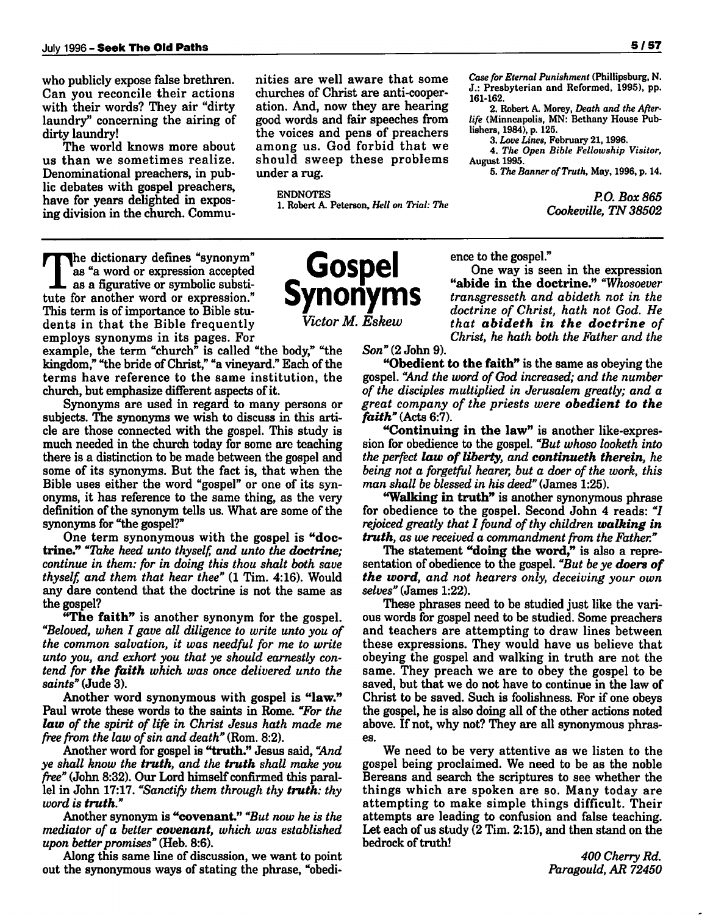who publicly expose false brethren. Can you reconcile their actions with their words? They air "dirty laundry" concerning the airing of dirty laundry!

The world knows more about us than we sometimes realize. Denominational preachers, in public debates with gospel preachers, have for years delighted in exposing division in the church. Communities are well aware that some churches of Christ are anti-cooperation. And, now they are hearing good words and fair speeches from the voices and pens of preachers among us. God forbid that we should sweep these problems under a rug.

ENDNOTES

1. Robert A. Peterson, *Hell on Trial: The Case for Eternal Punishment* (Phillipsburg, N. J.: Presbyterian and Reformed, 1995), pp. 161-162.

2. Robert A. Morey, *Death and the Afterlife* (Minneapolis, MN: Bethany House Publishers, 1984), p. 125.

3. *Love Lines*, February 21, 1996.

4. *The Open Bible Fellowship Visitor*, August 1995.

5. *The Banner of Truth*, May, 1996, p. 14.

*P.O. Box 865*
*Cookeville, TN 38502*

---

# Gospel Synonyms

*Victor M. Eskew*

The dictionary defines "synonym" as "a word or expression accepted as a figurative or symbolic substitute for another word or expression." This term is of importance to Bible students in that the Bible frequently employs synonyms in its pages. For example, the term "church" is called "the body," "the kingdom," "the bride of Christ," "a vineyard." Each of the terms have reference to the same institution, the church, but emphasize different aspects of it.

Synonyms are used in regard to many persons or subjects. The synonyms we wish to discuss in this article are those connected with the gospel. This study is much needed in the church today for some are teaching there is a distinction to be made between the gospel and some of its synonyms. But the fact is, that when the Bible uses either the word "gospel" or one of its synonyms, it has reference to the same thing, as the very definition of the synonym tells us. What are some of the synonyms for "the gospel?"

One term synonymous with the gospel is **"doctrine."** *"Take heed unto thyself, and unto the* ***doctrine;*** *continue in them: for in doing this thou shalt both save thyself, and them that hear thee"* (1 Tim. 4:16). Would any dare contend that the doctrine is not the same as the gospel?

**"The faith"** is another synonym for the gospel. *"Beloved, when I gave all diligence to write unto you of the common salvation, it was needful for me to write unto you, and exhort you that ye should earnestly contend for* ***the faith*** *which was once delivered unto the saints"* (Jude 3).

Another word synonymous with gospel is **"law."** Paul wrote these words to the saints in Rome. *"For the* ***law*** *of the spirit of life in Christ Jesus hath made me free from the law of sin and death"* (Rom. 8:2).

Another word for gospel is **"truth."** Jesus said, *"And ye shall know the* ***truth,*** *and the* ***truth*** *shall make you free"* (John 8:32). Our Lord himself confirmed this parallel in John 17:17. *"Sanctify them through thy* ***truth:*** *thy word is* ***truth."***

Another synonym is **"covenant."** *"But now he is the mediator of a better* ***covenant,*** *which was established upon better promises"* (Heb. 8:6).

Along this same line of discussion, we want to point out the synonymous ways of stating the phrase, "obedience to the gospel."

One way is seen in the expression **"abide in the doctrine."** *"Whosoever transgresseth and abideth not in the doctrine of Christ, hath not God. He that* ***abideth in the doctrine*** *of Christ, he hath both the Father and the Son"* (2 John 9).

**"Obedient to the faith"** is the same as obeying the gospel. *"And the word of God increased; and the number of the disciples multiplied in Jerusalem greatly; and a great company of the priests were* ***obedient to the faith"*** (Acts 6:7).

**"Continuing in the law"** is another like-expression for obedience to the gospel. *"But whoso looketh into the perfect* ***law of liberty,*** *and* ***continueth therein,*** *he being not a forgetful hearer, but a doer of the work, this man shall be blessed in his deed"* (James 1:25).

**"Walking in truth"** is another synonymous phrase for obedience to the gospel. Second John 4 reads: *"I rejoiced greatly that I found of thy children* ***walking in truth,*** *as we received a commandment from the Father."*

The statement **"doing the word,"** is also a representation of obedience to the gospel. *"But be ye* ***doers of the word,*** *and not hearers only, deceiving your own selves"* (James 1:22).

These phrases need to be studied just like the various words for gospel need to be studied. Some preachers and teachers are attempting to draw lines between these expressions. They would have us believe that obeying the gospel and walking in truth are not the same. They preach we are to obey the gospel to be saved, but that we do not have to continue in the law of Christ to be saved. Such is foolishness. For if one obeys the gospel, he is also doing all of the other actions noted above. If not, why not? They are all synonymous phrases.

We need to be very attentive as we listen to the gospel being proclaimed. We need to be as the noble Bereans and search the scriptures to see whether the things which are spoken are so. Many today are attempting to make simple things difficult. Their attempts are leading to confusion and false teaching. Let each of us study (2 Tim. 2:15), and then stand on the bedrock of truth!

*400 Cherry Rd.*
*Paragould, AR 72450*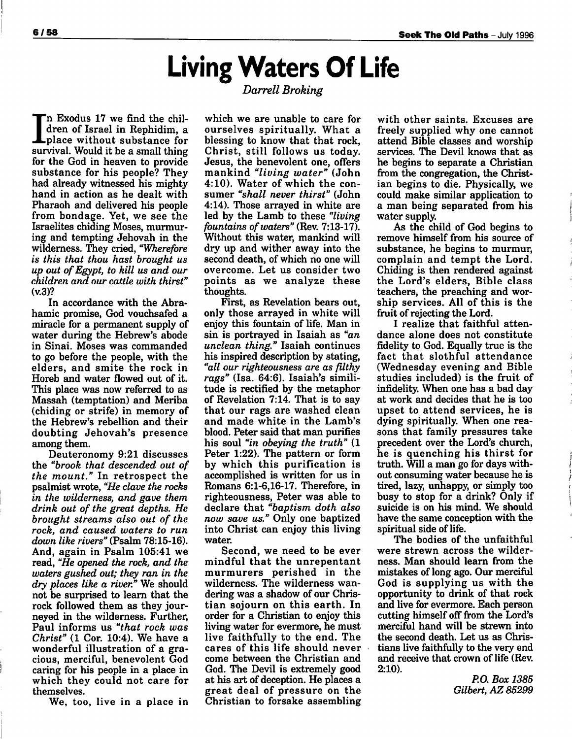# Living Waters Of Life

*Darrell Broking*

In Exodus 17 we find the children of Israel in Rephidim, a place without substance for survival. Would it be a small thing for the God in heaven to provide substance for his people? They had already witnessed his mighty hand in action as he dealt with Pharaoh and delivered his people from bondage. Yet, we see the Israelites chiding Moses, murmuring and tempting Jehovah in the wilderness. They cried, *"Wherefore is this that thou hast brought us up out of Egypt, to kill us and our children and our cattle with thirst"* (v.3)?

In accordance with the Abrahamic promise, God vouchsafed a miracle for a permanent supply of water during the Hebrew's abode in Sinai. Moses was commanded to go before the people, with the elders, and smite the rock in Horeb and water flowed out of it. This place was now referred to as Massah (temptation) and Meriba (chiding or strife) in memory of the Hebrew's rebellion and their doubting Jehovah's presence among them.

Deuteronomy 9:21 discusses the *"brook that descended out of the mount."* In retrospect the psalmist wrote, *"He clave the rocks in the wilderness, and gave them drink out of the great depths. He brought streams also out of the rock, and caused waters to run down like rivers"* (Psalm 78:15-16). And, again in Psalm 105:41 we read, *"He opened the rock, and the waters gushed out; they ran in the dry places like a river."* We should not be surprised to learn that the rock followed them as they journeyed in the wilderness. Further, Paul informs us *"that rock was Christ"* (1 Cor. 10:4). We have a wonderful illustration of a gracious, merciful, benevolent God caring for his people in a place in which they could not care for themselves.

We, too, live in a place in which we are unable to care for ourselves spiritually. What a blessing to know that that rock, Christ, still follows us today. Jesus, the benevolent one, offers mankind *"living water"* (John 4:10). Water of which the consumer *"shall never thirst"* (John 4:14). Those arrayed in white are led by the Lamb to these *"living fountains of waters"* (Rev. 7:13-17). Without this water, mankind will dry up and wither away into the second death, of which no one will overcome. Let us consider two points as we analyze these thoughts.

First, as Revelation bears out, only those arrayed in white will enjoy this fountain of life. Man in sin is portrayed in Isaiah as *"an unclean thing."* Isaiah continues his inspired description by stating, *"all our righteousness are as filthy rags"* (Isa. 64:6). Isaiah's similitude is rectified by the metaphor of Revelation 7:14. That is to say that our rags are washed clean and made white in the Lamb's blood. Peter said that man purifies his soul *"in obeying the truth"* (1 Peter 1:22). The pattern or form by which this purification is accomplished is written for us in Romans 6:1-6,16-17. Therefore, in righteousness, Peter was able to declare that *"baptism doth also now save us."* Only one baptized into Christ can enjoy this living water.

Second, we need to be ever mindful that the unrepentant murmurers perished in the wilderness. The wilderness wandering was a shadow of our Christian sojourn on this earth. In order for a Christian to enjoy this living water for evermore, he must live faithfully to the end. The cares of this life should never come between the Christian and God. The Devil is extremely good at his art of deception. He places a great deal of pressure on the Christian to forsake assembling with other saints. Excuses are freely supplied why one cannot attend Bible classes and worship services. The Devil knows that as he begins to separate a Christian from the congregation, the Christian begins to die. Physically, we could make similar application to a man being separated from his water supply.

As the child of God begins to remove himself from his source of substance, he begins to murmur, complain and tempt the Lord. Chiding is then rendered against the Lord's elders, Bible class teachers, the preaching and worship services. All of this is the fruit of rejecting the Lord.

I realize that faithful attendance alone does not constitute fidelity to God. Equally true is the fact that slothful attendance (Wednesday evening and Bible studies included) is the fruit of infidelity. When one has a bad day at work and decides that he is too upset to attend services, he is dying spiritually. When one reasons that family pressures take precedent over the Lord's church, he is quenching his thirst for truth. Will a man go for days without consuming water because he is tired, lazy, unhappy, or simply too busy to stop for a drink? Only if suicide is on his mind. We should have the same conception with the spiritual side of life.

The bodies of the unfaithful were strewn across the wilderness. Man should learn from the mistakes of long ago. Our merciful God is supplying us with the opportunity to drink of that rock and live for evermore. Each person cutting himself off from the Lord's merciful hand will be strewn into the second death. Let us as Christians live faithfully to the very end and receive that crown of life (Rev. 2:10).

*P.O. Box 1385*
*Gilbert, AZ 85299*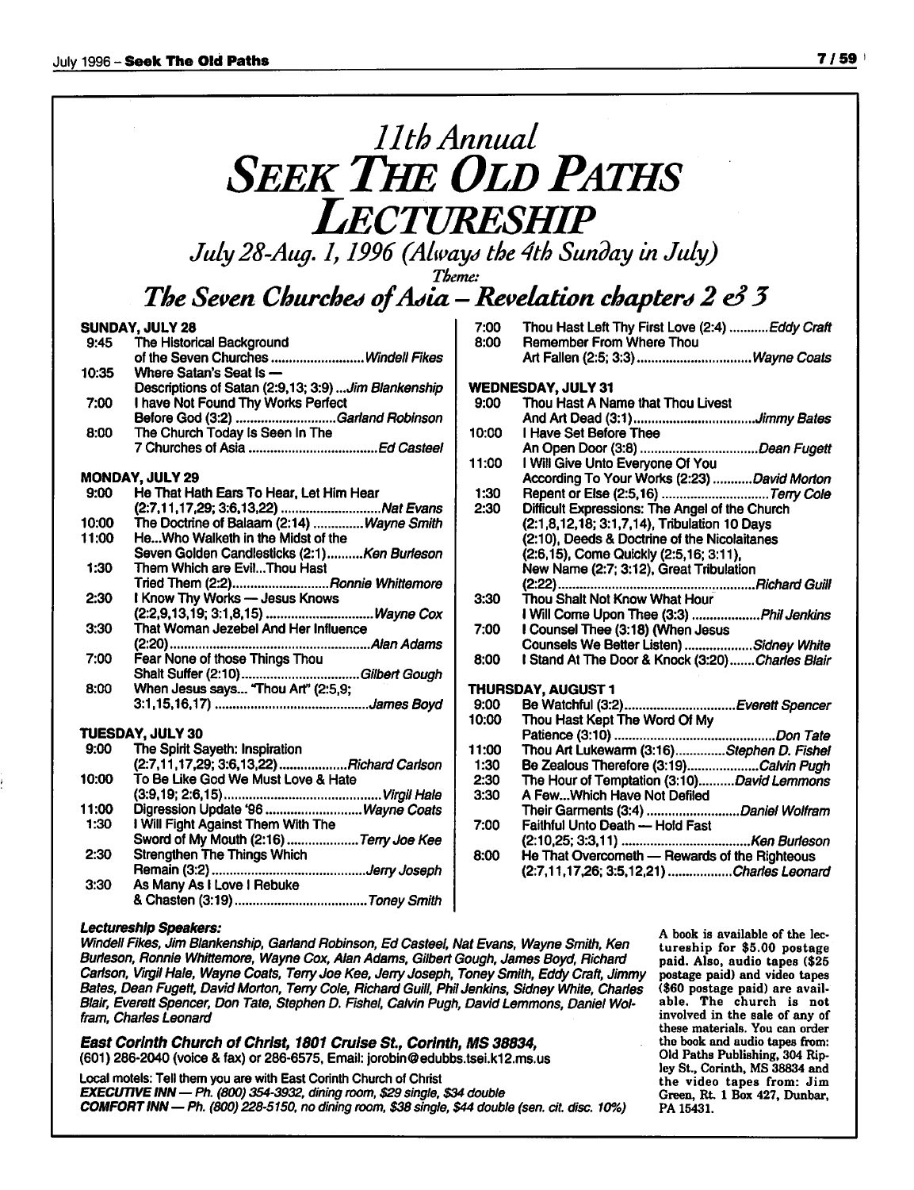# *11th Annual*

# SEEK THE OLD PATHS LECTURESHIP

*July 28-Aug. 1, 1996 (Always the 4th Sunday in July)*

*Theme:*

## *The Seven Churches of Asia – Revelation chapters 2 & 3*

**SUNDAY, JULY 28**

- 9:45 The Historical Background of the Seven Churches .......................... *Windell Fikes*
- 10:35 Where Satan's Seat Is — Descriptions of Satan (2:9,13; 3:9) ...*Jim Blankenship*
- 7:00 I have Not Found Thy Works Perfect Before God (3:2) ............................*Garland Robinson*
- 8:00 The Church Today Is Seen In The 7 Churches of Asia ...................................*Ed Casteel*

**MONDAY, JULY 29**

- 9:00 He That Hath Ears To Hear, Let Him Hear (2:7,11,17,29; 3:6,13,22) ............................*Nat Evans*
- 10:00 The Doctrine of Balaam (2:14) ..............*Wayne Smith*
- 11:00 He...Who Walketh in the Midst of the Seven Golden Candlesticks (2:1)..........*Ken Burleson*
- 1:30 Them Which are Evil...Thou Hast Tried Them (2:2)...........................*Ronnie Whittemore*
- 2:30 I Know Thy Works — Jesus Knows (2:2,9,13,19; 3:1,8,15) ..............................*Wayne Cox*
- 3:30 That Woman Jezebel And Her Influence (2:20).........................................................*Alan Adams*
- 7:00 Fear None of those Things Thou Shalt Suffer (2:10).................................*Gilbert Gough*
- 8:00 When Jesus says... "Thou Art" (2:5,9; 3:1,15,16,17) ...........................................*James Boyd*

**TUESDAY, JULY 30**

- 9:00 The Spirit Sayeth: Inspiration (2:7,11,17,29; 3:6,13,22)...................*Richard Carlson*
- 10:00 To Be Like God We Must Love & Hate (3:9,19; 2:6,15)............................................*Virgil Hale*
- 11:00 Digression Update '96 ...........................*Wayne Coats*
- 1:30 I Will Fight Against Them With The Sword of My Mouth (2:16) ....................*Terry Joe Kee*
- 2:30 Strengthen The Things Which Remain (3:2) ...........................................*Jerry Joseph*
- 3:30 As Many As I Love I Rebuke & Chasten (3:19) ....................................*Toney Smith*
- 7:00 Thou Hast Left Thy First Love (2:4) ...........*Eddy Craft*
- 8:00 Remember From Where Thou Art Fallen (2:5; 3:3) ................................*Wayne Coats*

**WEDNESDAY, JULY 31**

- 9:00 Thou Hast A Name that Thou Livest And Art Dead (3:1)..................................*Jimmy Bates*
- 10:00 I Have Set Before Thee An Open Door (3:8) ................................*Dean Fugett*
- 11:00 I Will Give Unto Everyone Of You According To Your Works (2:23) ...........*David Morton*
- 1:30 Repent or Else (2:5,16) ..............................*Terry Cole*
- 2:30 Difficult Expressions: The Angel of the Church (2:1,8,12,18; 3:1,7,14), Tribulation 10 Days (2:10), Deeds & Doctrine of the Nicolaitanes (2:6,15), Come Quickly (2:5,16; 3:11), New Name (2:7; 3:12), Great Tribulation (2:22).......................................................*Richard Guill*
- 3:30 Thou Shalt Not Know What Hour I Will Come Upon Thee (3:3) ...................*Phil Jenkins*
- 7:00 I Counsel Thee (3:18) (When Jesus Counsels We Better Listen) ...................*Sidney White*
- 8:00 I Stand At The Door & Knock (3:20).......*Charles Blair*

**THURSDAY, AUGUST 1**

- 9:00 Be Watchful (3:2)...............................*Everett Spencer*
- 10:00 Thou Hast Kept The Word Of My Patience (3:10) .............................................*Don Tate*
- 11:00 Thou Art Lukewarm (3:16)..............*Stephen D. Fishel*
- 1:30 Be Zealous Therefore (3:19)....................*Calvin Pugh*
- 2:30 The Hour of Temptation (3:10)..........*David Lemmons*
- 3:30 A Few...Which Have Not Defiled Their Garments (3:4) ..........................*Daniel Wolfram*
- 7:00 Faithful Unto Death — Hold Fast (2:10,25; 3:3,11) ....................................*Ken Burleson*
- 8:00 He That Overcometh — Rewards of the Righteous (2:7,11,17,26; 3:5,12,21) ..................*Charles Leonard*

***Lectureship Speakers:***

*Windell Fikes, Jim Blankenship, Garland Robinson, Ed Casteel, Nat Evans, Wayne Smith, Ken Burleson, Ronnie Whittemore, Wayne Cox, Alan Adams, Gilbert Gough, James Boyd, Richard Carlson, Virgil Hale, Wayne Coats, Terry Joe Kee, Jerry Joseph, Toney Smith, Eddy Craft, Jimmy Bates, Dean Fugett, David Morton, Terry Cole, Richard Guill, Phil Jenkins, Sidney White, Charles Blair, Everett Spencer, Don Tate, Stephen D. Fishel, Calvin Pugh, David Lemmons, Daniel Wolfram, Charles Leonard*

***East Corinth Church of Christ, 1801 Cruise St., Corinth, MS 38834,***
(601) 286-2040 (voice & fax) or 286-6575, Email: jorobin@edubbs.tsei.k12.ms.us

Local motels: Tell them you are with East Corinth Church of Christ
***EXECUTIVE INN*** — *Ph. (800) 354-3932, dining room, $29 single, $34 double*
***COMFORT INN*** — *Ph. (800) 228-5150, no dining room, $38 single, $44 double (sen. cit. disc. 10%)*

A book is available of the lectureship for $5.00 postage paid. Also, audio tapes ($25 postage paid) and video tapes ($60 postage paid) are available. The church is not involved in the sale of any of these materials. You can order the book and audio tapes from: Old Paths Publishing, 304 Ripley St., Corinth, MS 38834 and the video tapes from: Jim Green, Rt. 1 Box 427, Dunbar, PA 15431.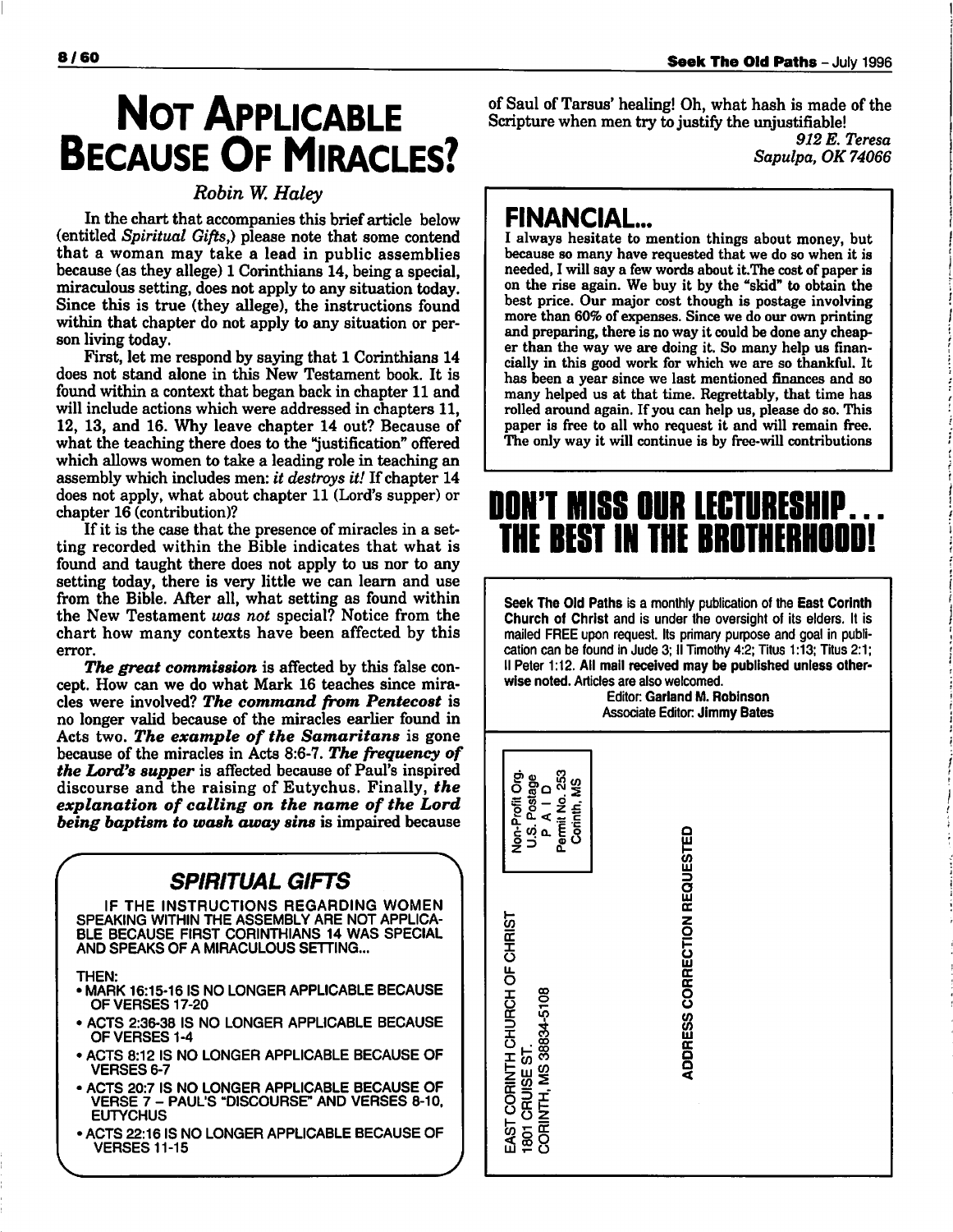# NOT APPLICABLE BECAUSE OF MIRACLES?

*Robin W. Haley*

In the chart that accompanies this brief article below (entitled *Spiritual Gifts,*) please note that some contend that a woman may take a lead in public assemblies because (as they allege) 1 Corinthians 14, being a special, miraculous setting, does not apply to any situation today. Since this is true (they allege), the instructions found within that chapter do not apply to any situation or person living today.

First, let me respond by saying that 1 Corinthians 14 does not stand alone in this New Testament book. It is found within a context that began back in chapter 11 and will include actions which were addressed in chapters 11, 12, 13, and 16. Why leave chapter 14 out? Because of what the teaching there does to the "justification" offered which allows women to take a leading role in teaching an assembly which includes men: *it destroys it!* If chapter 14 does not apply, what about chapter 11 (Lord's supper) or chapter 16 (contribution)?

If it is the case that the presence of miracles in a setting recorded within the Bible indicates that what is found and taught there does not apply to us nor to any setting today, there is very little we can learn and use from the Bible. After all, what setting as found within the New Testament *was not* special? Notice from the chart how many contexts have been affected by this error.

***The great commission*** is affected by this false concept. How can we do what Mark 16 teaches since miracles were involved? ***The command from Pentecost*** is no longer valid because of the miracles earlier found in Acts two. ***The example of the Samaritans*** is gone because of the miracles in Acts 8:6-7. ***The frequency of the Lord's supper*** is affected because of Paul's inspired discourse and the raising of Eutychus. Finally, ***the explanation of calling on the name of the Lord being baptism to wash away sins*** is impaired because of Saul of Tarsus' healing! Oh, what hash is made of the Scripture when men try to justify the unjustifiable!

*912 E. Teresa*
*Sapulpa, OK 74066*

## *SPIRITUAL GIFTS*

IF THE INSTRUCTIONS REGARDING WOMEN SPEAKING WITHIN THE ASSEMBLY ARE NOT APPLICABLE BECAUSE FIRST CORINTHIANS 14 WAS SPECIAL AND SPEAKS OF A MIRACULOUS SETTING...

THEN:

- MARK 16:15-16 IS NO LONGER APPLICABLE BECAUSE OF VERSES 17-20
- ACTS 2:36-38 IS NO LONGER APPLICABLE BECAUSE OF VERSES 1-4
- ACTS 8:12 IS NO LONGER APPLICABLE BECAUSE OF VERSES 6-7
- ACTS 20:7 IS NO LONGER APPLICABLE BECAUSE OF VERSE 7 – PAUL'S "DISCOURSE" AND VERSES 8-10, EUTYCHUS
- ACTS 22:16 IS NO LONGER APPLICABLE BECAUSE OF VERSES 11-15

## FINANCIAL...

I always hesitate to mention things about money, but because so many have requested that we do so when it is needed, I will say a few words about it.The cost of paper is on the rise again. We buy it by the "skid" to obtain the best price. Our major cost though is postage involving more than 60% of expenses. Since we do our own printing and preparing, there is no way it could be done any cheaper than the way we are doing it. So many help us financially in this good work for which we are so thankful. It has been a year since we last mentioned finances and so many helped us at that time. Regrettably, that time has rolled around again. If you can help us, please do so. This paper is free to all who request it and will remain free. The only way it will continue is by free-will contributions

# DON'T MISS OUR LECTURESHIP... THE BEST IN THE BROTHERHOOD!

**Seek The Old Paths** is a monthly publication of the **East Corinth Church of Christ** and is under the oversight of its elders. It is mailed FREE upon request. Its primary purpose and goal in publication can be found in Jude 3; II Timothy 4:2; Titus 1:13; Titus 2:1; II Peter 1:12. **All mail received may be published unless otherwise noted.** Articles are also welcomed.

Editor: **Garland M. Robinson**
Associate Editor: **Jimmy Bates**

Non-Profit Org.
U.S. Postage
P A I D
Permit No. 253
Corinth, MS

EAST CORINTH CHURCH OF CHRIST
1801 CRUISE ST.
CORINTH, MS 38834-5108

ADDRESS CORRECTION REQUESTED